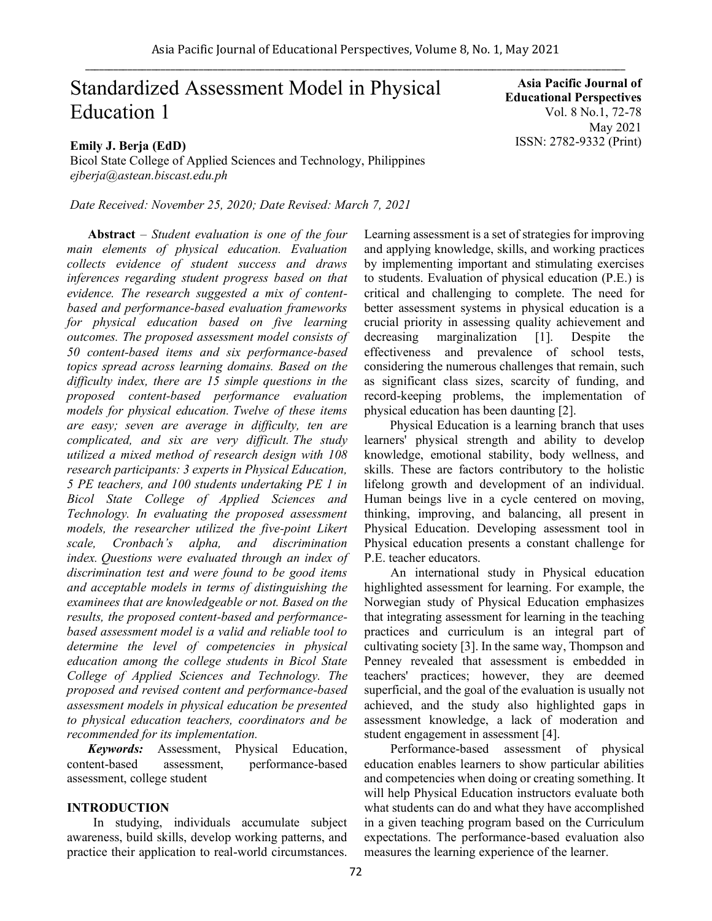# Standardized Assessment Model in Physical Education 1

**Asia Pacific Journal of Educational Perspectives**
Vol. 8 No.1, 72-78
May 2021
ISSN: 2782-9332 (Print)

**Emily J. Berja (EdD)**
Bicol State College of Applied Sciences and Technology, Philippines
*ejberja@astean.biscast.edu.ph*

*Date Received: November 25, 2020; Date Revised: March 7, 2021*

**Abstract** – *Student evaluation is one of the four main elements of physical education. Evaluation collects evidence of student success and draws inferences regarding student progress based on that evidence. The research suggested a mix of content-based and performance-based evaluation frameworks for physical education based on five learning outcomes. The proposed assessment model consists of 50 content-based items and six performance-based topics spread across learning domains. Based on the difficulty index, there are 15 simple questions in the proposed content-based performance evaluation models for physical education. Twelve of these items are easy; seven are average in difficulty, ten are complicated, and six are very difficult. The study utilized a mixed method of research design with 108 research participants: 3 experts in Physical Education, 5 PE teachers, and 100 students undertaking PE 1 in Bicol State College of Applied Sciences and Technology. In evaluating the proposed assessment models, the researcher utilized the five-point Likert scale, Cronbach's alpha, and discrimination index. Questions were evaluated through an index of discrimination test and were found to be good items and acceptable models in terms of distinguishing the examinees that are knowledgeable or not. Based on the results, the proposed content-based and performance-based assessment model is a valid and reliable tool to determine the level of competencies in physical education among the college students in Bicol State College of Applied Sciences and Technology. The proposed and revised content and performance-based assessment models in physical education be presented to physical education teachers, coordinators and be recommended for its implementation.*

***Keywords:*** Assessment, Physical Education, content-based assessment, performance-based assessment, college student

## INTRODUCTION

In studying, individuals accumulate subject awareness, build skills, develop working patterns, and practice their application to real-world circumstances. Learning assessment is a set of strategies for improving and applying knowledge, skills, and working practices by implementing important and stimulating exercises to students. Evaluation of physical education (P.E.) is critical and challenging to complete. The need for better assessment systems in physical education is a crucial priority in assessing quality achievement and decreasing marginalization [1]. Despite the effectiveness and prevalence of school tests, considering the numerous challenges that remain, such as significant class sizes, scarcity of funding, and record-keeping problems, the implementation of physical education has been daunting [2].

Physical Education is a learning branch that uses learners' physical strength and ability to develop knowledge, emotional stability, body wellness, and skills. These are factors contributory to the holistic lifelong growth and development of an individual. Human beings live in a cycle centered on moving, thinking, improving, and balancing, all present in Physical Education. Developing assessment tool in Physical education presents a constant challenge for P.E. teacher educators.

An international study in Physical education highlighted assessment for learning. For example, the Norwegian study of Physical Education emphasizes that integrating assessment for learning in the teaching practices and curriculum is an integral part of cultivating society [3]. In the same way, Thompson and Penney revealed that assessment is embedded in teachers' practices; however, they are deemed superficial, and the goal of the evaluation is usually not achieved, and the study also highlighted gaps in assessment knowledge, a lack of moderation and student engagement in assessment [4].

Performance-based assessment of physical education enables learners to show particular abilities and competencies when doing or creating something. It will help Physical Education instructors evaluate both what students can do and what they have accomplished in a given teaching program based on the Curriculum expectations. The performance-based evaluation also measures the learning experience of the learner.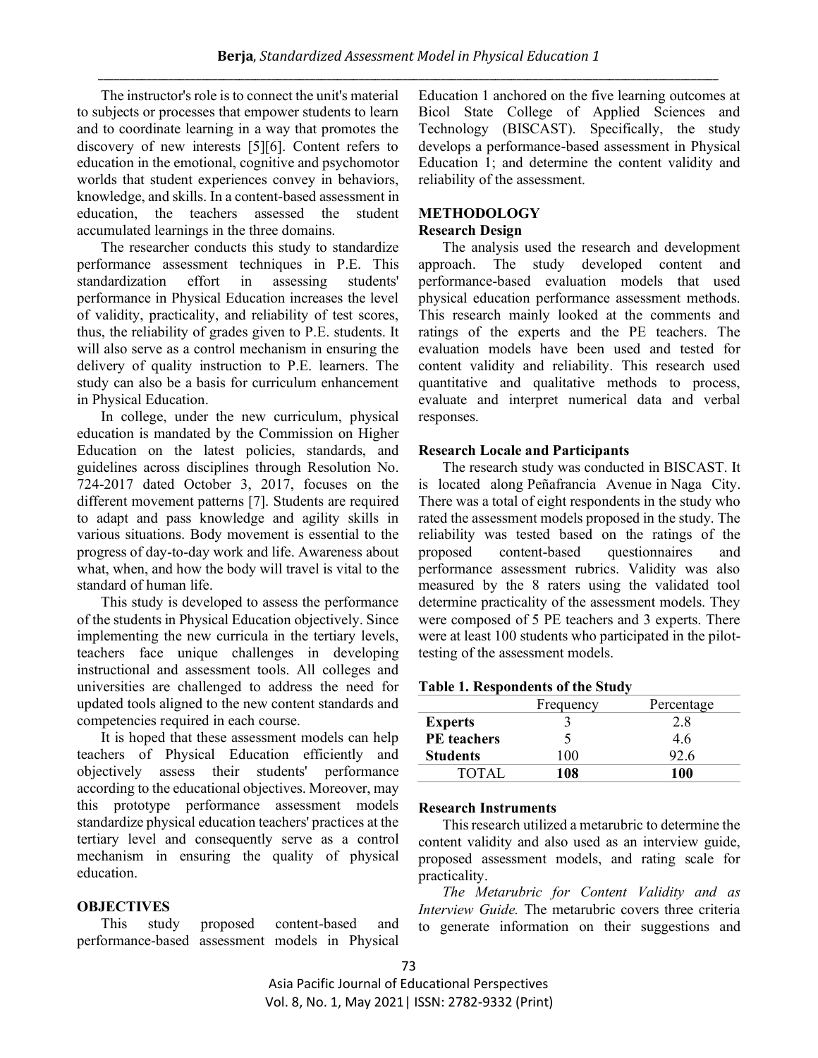The instructor's role is to connect the unit's material to subjects or processes that empower students to learn and to coordinate learning in a way that promotes the discovery of new interests [5][6]. Content refers to education in the emotional, cognitive and psychomotor worlds that student experiences convey in behaviors, knowledge, and skills. In a content-based assessment in education, the teachers assessed the student accumulated learnings in the three domains.

The researcher conducts this study to standardize performance assessment techniques in P.E. This standardization effort in assessing students' performance in Physical Education increases the level of validity, practicality, and reliability of test scores, thus, the reliability of grades given to P.E. students. It will also serve as a control mechanism in ensuring the delivery of quality instruction to P.E. learners. The study can also be a basis for curriculum enhancement in Physical Education.

In college, under the new curriculum, physical education is mandated by the Commission on Higher Education on the latest policies, standards, and guidelines across disciplines through Resolution No. 724-2017 dated October 3, 2017, focuses on the different movement patterns [7]. Students are required to adapt and pass knowledge and agility skills in various situations. Body movement is essential to the progress of day-to-day work and life. Awareness about what, when, and how the body will travel is vital to the standard of human life.

This study is developed to assess the performance of the students in Physical Education objectively. Since implementing the new curricula in the tertiary levels, teachers face unique challenges in developing instructional and assessment tools. All colleges and universities are challenged to address the need for updated tools aligned to the new content standards and competencies required in each course.

It is hoped that these assessment models can help teachers of Physical Education efficiently and objectively assess their students' performance according to the educational objectives. Moreover, may this prototype performance assessment models standardize physical education teachers' practices at the tertiary level and consequently serve as a control mechanism in ensuring the quality of physical education.

## OBJECTIVES

This study proposed content-based and performance-based assessment models in Physical Education 1 anchored on the five learning outcomes at Bicol State College of Applied Sciences and Technology (BISCAST). Specifically, the study develops a performance-based assessment in Physical Education 1; and determine the content validity and reliability of the assessment.

## METHODOLOGY

### Research Design

The analysis used the research and development approach. The study developed content and performance-based evaluation models that used physical education performance assessment methods. This research mainly looked at the comments and ratings of the experts and the PE teachers. The evaluation models have been used and tested for content validity and reliability. This research used quantitative and qualitative methods to process, evaluate and interpret numerical data and verbal responses.

### Research Locale and Participants

The research study was conducted in BISCAST. It is located along Peñafrancia Avenue in Naga City. There was a total of eight respondents in the study who rated the assessment models proposed in the study. The reliability was tested based on the ratings of the proposed content-based questionnaires and performance assessment rubrics. Validity was also measured by the 8 raters using the validated tool determine practicality of the assessment models. They were composed of 5 PE teachers and 3 experts. There were at least 100 students who participated in the pilot-testing of the assessment models.

**Table 1. Respondents of the Study**

| | Frequency | Percentage |
|---|---|---|
| **Experts** | 3 | 2.8 |
| **PE teachers** | 5 | 4.6 |
| **Students** | 100 | 92.6 |
| TOTAL | **108** | **100** |

### Research Instruments

This research utilized a metarubric to determine the content validity and also used as an interview guide, proposed assessment models, and rating scale for practicality.

*The Metarubric for Content Validity and as Interview Guide.* The metarubric covers three criteria to generate information on their suggestions and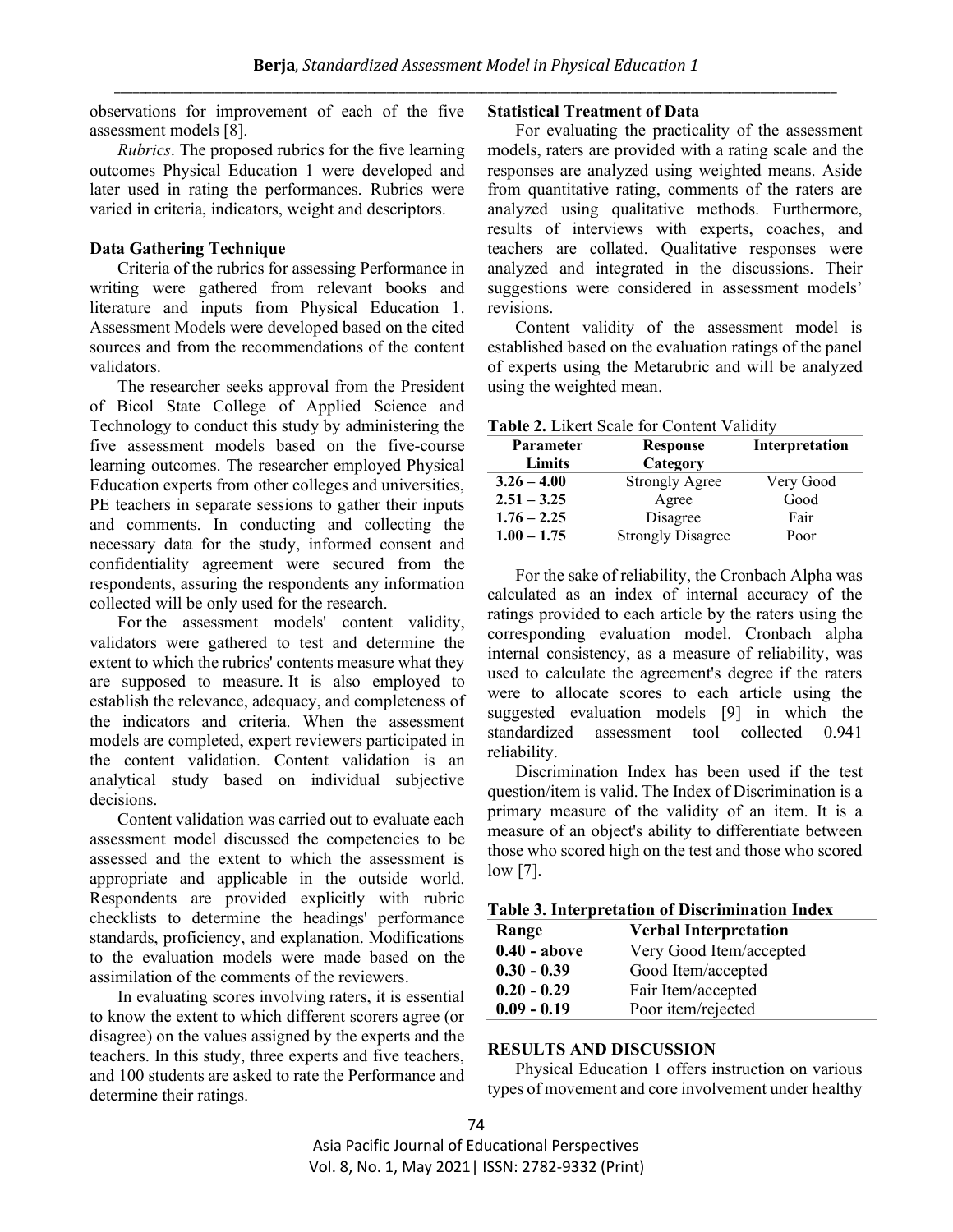observations for improvement of each of the five assessment models [8].

*Rubrics*. The proposed rubrics for the five learning outcomes Physical Education 1 were developed and later used in rating the performances. Rubrics were varied in criteria, indicators, weight and descriptors.

### Data Gathering Technique

Criteria of the rubrics for assessing Performance in writing were gathered from relevant books and literature and inputs from Physical Education 1. Assessment Models were developed based on the cited sources and from the recommendations of the content validators.

The researcher seeks approval from the President of Bicol State College of Applied Science and Technology to conduct this study by administering the five assessment models based on the five-course learning outcomes. The researcher employed Physical Education experts from other colleges and universities, PE teachers in separate sessions to gather their inputs and comments. In conducting and collecting the necessary data for the study, informed consent and confidentiality agreement were secured from the respondents, assuring the respondents any information collected will be only used for the research.

For the assessment models' content validity, validators were gathered to test and determine the extent to which the rubrics' contents measure what they are supposed to measure. It is also employed to establish the relevance, adequacy, and completeness of the indicators and criteria. When the assessment models are completed, expert reviewers participated in the content validation. Content validation is an analytical study based on individual subjective decisions.

Content validation was carried out to evaluate each assessment model discussed the competencies to be assessed and the extent to which the assessment is appropriate and applicable in the outside world. Respondents are provided explicitly with rubric checklists to determine the headings' performance standards, proficiency, and explanation. Modifications to the evaluation models were made based on the assimilation of the comments of the reviewers.

In evaluating scores involving raters, it is essential to know the extent to which different scorers agree (or disagree) on the values assigned by the experts and the teachers. In this study, three experts and five teachers, and 100 students are asked to rate the Performance and determine their ratings.

### Statistical Treatment of Data

For evaluating the practicality of the assessment models, raters are provided with a rating scale and the responses are analyzed using weighted means. Aside from quantitative rating, comments of the raters are analyzed using qualitative methods. Furthermore, results of interviews with experts, coaches, and teachers are collated. Qualitative responses were analyzed and integrated in the discussions. Their suggestions were considered in assessment models' revisions.

Content validity of the assessment model is established based on the evaluation ratings of the panel of experts using the Metarubric and will be analyzed using the weighted mean.

**Table 2.** Likert Scale for Content Validity

| Parameter Limits | Response Category | Interpretation |
|---|---|---|
| **3.26 – 4.00** | Strongly Agree | Very Good |
| **2.51 – 3.25** | Agree | Good |
| **1.76 – 2.25** | Disagree | Fair |
| **1.00 – 1.75** | Strongly Disagree | Poor |

For the sake of reliability, the Cronbach Alpha was calculated as an index of internal accuracy of the ratings provided to each article by the raters using the corresponding evaluation model. Cronbach alpha internal consistency, as a measure of reliability, was used to calculate the agreement's degree if the raters were to allocate scores to each article using the suggested evaluation models [9] in which the standardized assessment tool collected 0.941 reliability.

Discrimination Index has been used if the test question/item is valid. The Index of Discrimination is a primary measure of the validity of an item. It is a measure of an object's ability to differentiate between those who scored high on the test and those who scored low [7].

**Table 3. Interpretation of Discrimination Index**

| Range | Verbal Interpretation |
|---|---|
| **0.40 - above** | Very Good Item/accepted |
| **0.30 - 0.39** | Good Item/accepted |
| **0.20 - 0.29** | Fair Item/accepted |
| **0.09 - 0.19** | Poor item/rejected |

## RESULTS AND DISCUSSION

Physical Education 1 offers instruction on various types of movement and core involvement under healthy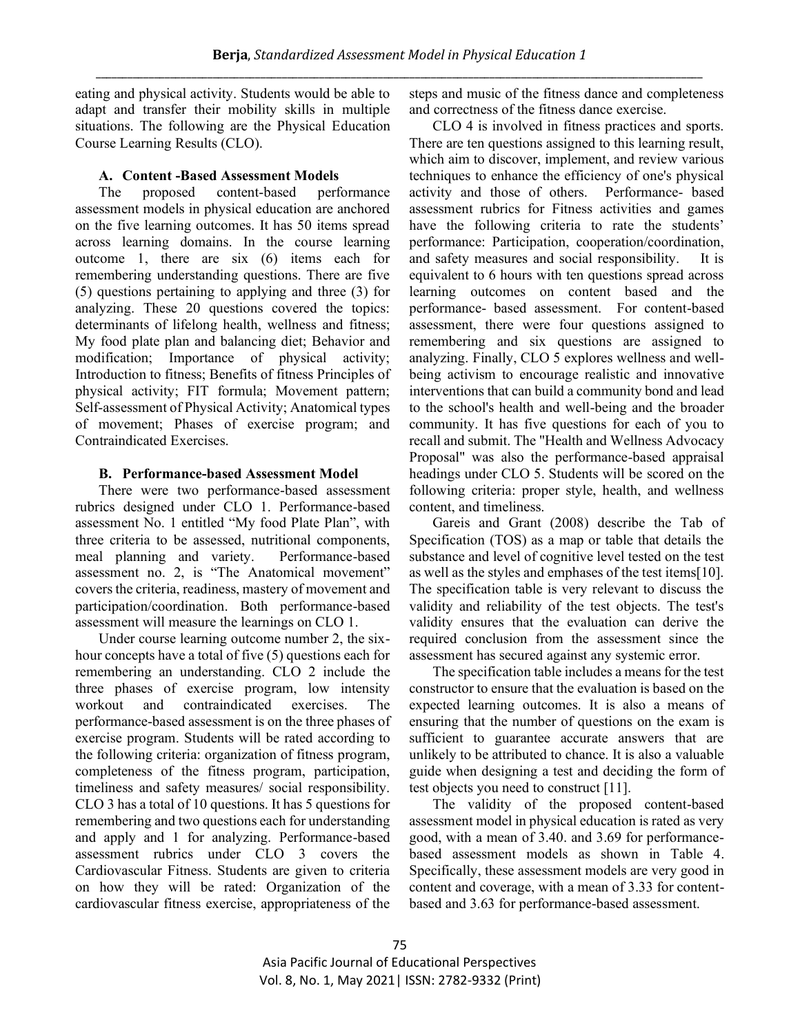eating and physical activity. Students would be able to adapt and transfer their mobility skills in multiple situations. The following are the Physical Education Course Learning Results (CLO).

### A. Content -Based Assessment Models

The proposed content-based performance assessment models in physical education are anchored on the five learning outcomes. It has 50 items spread across learning domains. In the course learning outcome 1, there are six (6) items each for remembering understanding questions. There are five (5) questions pertaining to applying and three (3) for analyzing. These 20 questions covered the topics: determinants of lifelong health, wellness and fitness; My food plate plan and balancing diet; Behavior and modification; Importance of physical activity; Introduction to fitness; Benefits of fitness Principles of physical activity; FIT formula; Movement pattern; Self-assessment of Physical Activity; Anatomical types of movement; Phases of exercise program; and Contraindicated Exercises.

### B. Performance-based Assessment Model

There were two performance-based assessment rubrics designed under CLO 1. Performance-based assessment No. 1 entitled "My food Plate Plan", with three criteria to be assessed, nutritional components, meal planning and variety. Performance-based assessment no. 2, is "The Anatomical movement" covers the criteria, readiness, mastery of movement and participation/coordination. Both performance-based assessment will measure the learnings on CLO 1.

Under course learning outcome number 2, the six-hour concepts have a total of five (5) questions each for remembering an understanding. CLO 2 include the three phases of exercise program, low intensity workout and contraindicated exercises. The performance-based assessment is on the three phases of exercise program. Students will be rated according to the following criteria: organization of fitness program, completeness of the fitness program, participation, timeliness and safety measures/ social responsibility. CLO 3 has a total of 10 questions. It has 5 questions for remembering and two questions each for understanding and apply and 1 for analyzing. Performance-based assessment rubrics under CLO 3 covers the Cardiovascular Fitness. Students are given to criteria on how they will be rated: Organization of the cardiovascular fitness exercise, appropriateness of the steps and music of the fitness dance and completeness and correctness of the fitness dance exercise.

CLO 4 is involved in fitness practices and sports. There are ten questions assigned to this learning result, which aim to discover, implement, and review various techniques to enhance the efficiency of one's physical activity and those of others. Performance- based assessment rubrics for Fitness activities and games have the following criteria to rate the students' performance: Participation, cooperation/coordination, and safety measures and social responsibility. It is equivalent to 6 hours with ten questions spread across learning outcomes on content based and the performance- based assessment. For content-based assessment, there were four questions assigned to remembering and six questions are assigned to analyzing. Finally, CLO 5 explores wellness and well-being activism to encourage realistic and innovative interventions that can build a community bond and lead to the school's health and well-being and the broader community. It has five questions for each of you to recall and submit. The "Health and Wellness Advocacy Proposal" was also the performance-based appraisal headings under CLO 5. Students will be scored on the following criteria: proper style, health, and wellness content, and timeliness.

Gareis and Grant (2008) describe the Tab of Specification (TOS) as a map or table that details the substance and level of cognitive level tested on the test as well as the styles and emphases of the test items[10]. The specification table is very relevant to discuss the validity and reliability of the test objects. The test's validity ensures that the evaluation can derive the required conclusion from the assessment since the assessment has secured against any systemic error.

The specification table includes a means for the test constructor to ensure that the evaluation is based on the expected learning outcomes. It is also a means of ensuring that the number of questions on the exam is sufficient to guarantee accurate answers that are unlikely to be attributed to chance. It is also a valuable guide when designing a test and deciding the form of test objects you need to construct [11].

The validity of the proposed content-based assessment model in physical education is rated as very good, with a mean of 3.40. and 3.69 for performance-based assessment models as shown in Table 4. Specifically, these assessment models are very good in content and coverage, with a mean of 3.33 for content-based and 3.63 for performance-based assessment.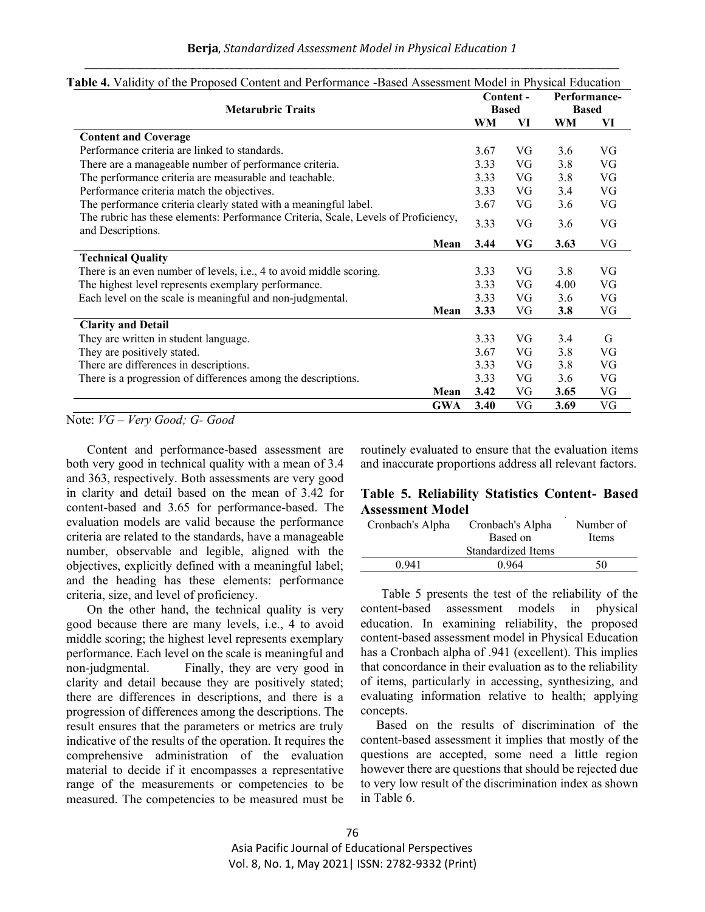**Table 4.** Validity of the Proposed Content and Performance -Based Assessment Model in Physical Education

| Metarubric Traits | Content - Based | | Performance-Based | |
|---|---|---|---|---|
| | **WM** | **VI** | **WM** | **VI** |
| **Content and Coverage** | | | | |
| Performance criteria are linked to standards. | 3.67 | VG | 3.6 | VG |
| There are a manageable number of performance criteria. | 3.33 | VG | 3.8 | VG |
| The performance criteria are measurable and teachable. | 3.33 | VG | 3.8 | VG |
| Performance criteria match the objectives. | 3.33 | VG | 3.4 | VG |
| The performance criteria clearly stated with a meaningful label. | 3.67 | VG | 3.6 | VG |
| The rubric has these elements: Performance Criteria, Scale, Levels of Proficiency, and Descriptions. | 3.33 | VG | 3.6 | VG |
| **Mean** | **3.44** | **VG** | **3.63** | VG |
| **Technical Quality** | | | | |
| There is an even number of levels, i.e., 4 to avoid middle scoring. | 3.33 | VG | 3.8 | VG |
| The highest level represents exemplary performance. | 3.33 | VG | 4.00 | VG |
| Each level on the scale is meaningful and non-judgmental. | 3.33 | VG | 3.6 | VG |
| **Mean** | **3.33** | VG | **3.8** | VG |
| **Clarity and Detail** | | | | |
| They are written in student language. | 3.33 | VG | 3.4 | G |
| They are positively stated. | 3.67 | VG | 3.8 | VG |
| There are differences in descriptions. | 3.33 | VG | 3.8 | VG |
| There is a progression of differences among the descriptions. | 3.33 | VG | 3.6 | VG |
| **Mean** | **3.42** | VG | **3.65** | VG |
| **GWA** | **3.40** | VG | **3.69** | VG |

Note: *VG – Very Good; G- Good*

Content and performance-based assessment are both very good in technical quality with a mean of 3.4 and 363, respectively. Both assessments are very good in clarity and detail based on the mean of 3.42 for content-based and 3.65 for performance-based. The evaluation models are valid because the performance criteria are related to the standards, have a manageable number, observable and legible, aligned with the objectives, explicitly defined with a meaningful label; and the heading has these elements: performance criteria, size, and level of proficiency.

On the other hand, the technical quality is very good because there are many levels, i.e., 4 to avoid middle scoring; the highest level represents exemplary performance. Each level on the scale is meaningful and non-judgmental. Finally, they are very good in clarity and detail because they are positively stated; there are differences in descriptions, and there is a progression of differences among the descriptions. The result ensures that the parameters or metrics are truly indicative of the results of the operation. It requires the comprehensive administration of the evaluation material to decide if it encompasses a representative range of the measurements or competencies to be measured. The competencies to be measured must be routinely evaluated to ensure that the evaluation items and inaccurate proportions address all relevant factors.

**Table 5. Reliability Statistics Content- Based Assessment Model**

| Cronbach's Alpha | Cronbach's Alpha Based on Standardized Items | Number of Items |
|---|---|---|
| 0.941 | 0.964 | 50 |

Table 5 presents the test of the reliability of the content-based assessment models in physical education. In examining reliability, the proposed content-based assessment model in Physical Education has a Cronbach alpha of .941 (excellent). This implies that concordance in their evaluation as to the reliability of items, particularly in accessing, synthesizing, and evaluating information relative to health; applying concepts.

Based on the results of discrimination of the content-based assessment it implies that mostly of the questions are accepted, some need a little region however there are questions that should be rejected due to very low result of the discrimination index as shown in Table 6.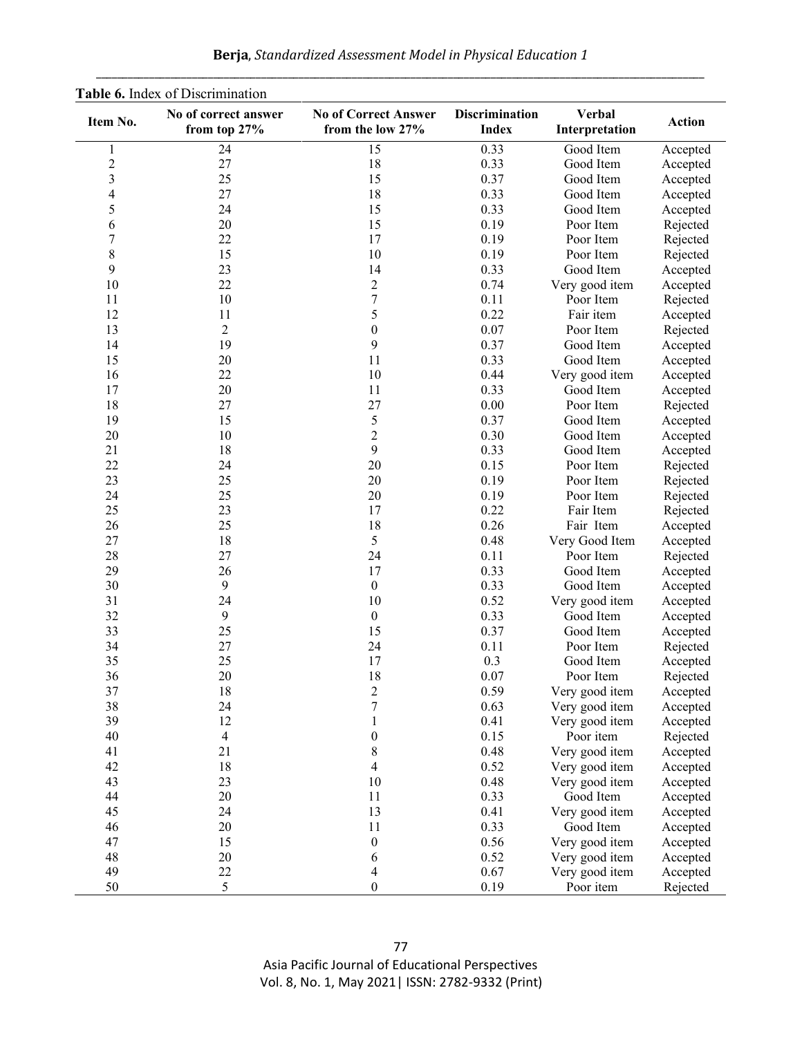**Table 6.** Index of Discrimination

| Item No. | No of correct answer from top 27% | No of Correct Answer from the low 27% | Discrimination Index | Verbal Interpretation | Action |
|---|---|---|---|---|---|
| 1 | 24 | 15 | 0.33 | Good Item | Accepted |
| 2 | 27 | 18 | 0.33 | Good Item | Accepted |
| 3 | 25 | 15 | 0.37 | Good Item | Accepted |
| 4 | 27 | 18 | 0.33 | Good Item | Accepted |
| 5 | 24 | 15 | 0.33 | Good Item | Accepted |
| 6 | 20 | 15 | 0.19 | Poor Item | Rejected |
| 7 | 22 | 17 | 0.19 | Poor Item | Rejected |
| 8 | 15 | 10 | 0.19 | Poor Item | Rejected |
| 9 | 23 | 14 | 0.33 | Good Item | Accepted |
| 10 | 22 | 2 | 0.74 | Very good item | Accepted |
| 11 | 10 | 7 | 0.11 | Poor Item | Rejected |
| 12 | 11 | 5 | 0.22 | Fair item | Accepted |
| 13 | 2 | 0 | 0.07 | Poor Item | Rejected |
| 14 | 19 | 9 | 0.37 | Good Item | Accepted |
| 15 | 20 | 11 | 0.33 | Good Item | Accepted |
| 16 | 22 | 10 | 0.44 | Very good item | Accepted |
| 17 | 20 | 11 | 0.33 | Good Item | Accepted |
| 18 | 27 | 27 | 0.00 | Poor Item | Rejected |
| 19 | 15 | 5 | 0.37 | Good Item | Accepted |
| 20 | 10 | 2 | 0.30 | Good Item | Accepted |
| 21 | 18 | 9 | 0.33 | Good Item | Accepted |
| 22 | 24 | 20 | 0.15 | Poor Item | Rejected |
| 23 | 25 | 20 | 0.19 | Poor Item | Rejected |
| 24 | 25 | 20 | 0.19 | Poor Item | Rejected |
| 25 | 23 | 17 | 0.22 | Fair Item | Rejected |
| 26 | 25 | 18 | 0.26 | Fair Item | Accepted |
| 27 | 18 | 5 | 0.48 | Very Good Item | Accepted |
| 28 | 27 | 24 | 0.11 | Poor Item | Rejected |
| 29 | 26 | 17 | 0.33 | Good Item | Accepted |
| 30 | 9 | 0 | 0.33 | Good Item | Accepted |
| 31 | 24 | 10 | 0.52 | Very good item | Accepted |
| 32 | 9 | 0 | 0.33 | Good Item | Accepted |
| 33 | 25 | 15 | 0.37 | Good Item | Accepted |
| 34 | 27 | 24 | 0.11 | Poor Item | Rejected |
| 35 | 25 | 17 | 0.3 | Good Item | Accepted |
| 36 | 20 | 18 | 0.07 | Poor Item | Rejected |
| 37 | 18 | 2 | 0.59 | Very good item | Accepted |
| 38 | 24 | 7 | 0.63 | Very good item | Accepted |
| 39 | 12 | 1 | 0.41 | Very good item | Accepted |
| 40 | 4 | 0 | 0.15 | Poor item | Rejected |
| 41 | 21 | 8 | 0.48 | Very good item | Accepted |
| 42 | 18 | 4 | 0.52 | Very good item | Accepted |
| 43 | 23 | 10 | 0.48 | Very good item | Accepted |
| 44 | 20 | 11 | 0.33 | Good Item | Accepted |
| 45 | 24 | 13 | 0.41 | Very good item | Accepted |
| 46 | 20 | 11 | 0.33 | Good Item | Accepted |
| 47 | 15 | 0 | 0.56 | Very good item | Accepted |
| 48 | 20 | 6 | 0.52 | Very good item | Accepted |
| 49 | 22 | 4 | 0.67 | Very good item | Accepted |
| 50 | 5 | 0 | 0.19 | Poor item | Rejected |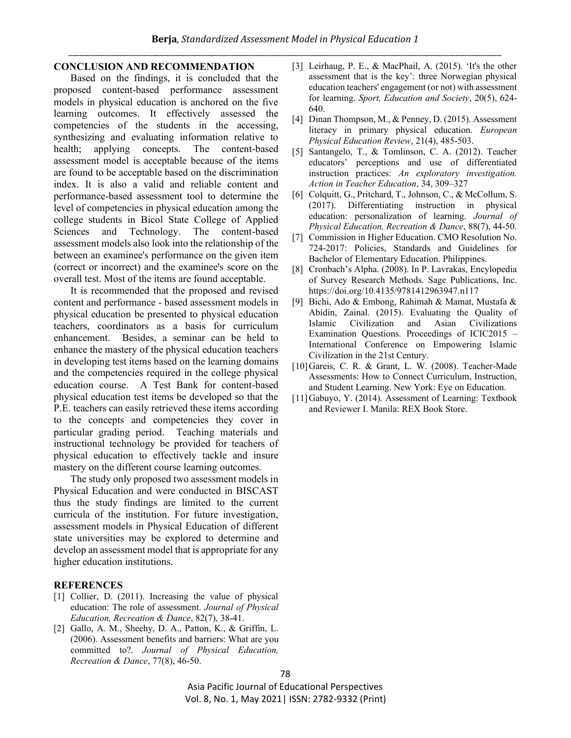## CONCLUSION AND RECOMMENDATION

Based on the findings, it is concluded that the proposed content-based performance assessment models in physical education is anchored on the five learning outcomes. It effectively assessed the competencies of the students in the accessing, synthesizing and evaluating information relative to health; applying concepts. The content-based assessment model is acceptable because of the items are found to be acceptable based on the discrimination index. It is also a valid and reliable content and performance-based assessment tool to determine the level of competencies in physical education among the college students in Bicol State College of Applied Sciences and Technology. The content-based assessment models also look into the relationship of the between an examinee's performance on the given item (correct or incorrect) and the examinee's score on the overall test. Most of the items are found acceptable.

It is recommended that the proposed and revised content and performance - based assessment models in physical education be presented to physical education teachers, coordinators as a basis for curriculum enhancement. Besides, a seminar can be held to enhance the mastery of the physical education teachers in developing test items based on the learning domains and the competencies required in the college physical education course. A Test Bank for content-based physical education test items be developed so that the P.E. teachers can easily retrieved these items according to the concepts and competencies they cover in particular grading period. Teaching materials and instructional technology be provided for teachers of physical education to effectively tackle and insure mastery on the different course learning outcomes.

The study only proposed two assessment models in Physical Education and were conducted in BISCAST thus the study findings are limited to the current curricula of the institution. For future investigation, assessment models in Physical Education of different state universities may be explored to determine and develop an assessment model that is appropriate for any higher education institutions.

## REFERENCES

[1] Collier, D. (2011). Increasing the value of physical education: The role of assessment. *Journal of Physical Education, Recreation & Dance*, 82(7), 38-41.

[2] Gallo, A. M., Sheehy, D. A., Patton, K., & Griffin, L. (2006). Assessment benefits and barriers: What are you committed to?. *Journal of Physical Education, Recreation & Dance*, 77(8), 46-50.

[3] Leirhaug, P. E., & MacPhail, A. (2015). 'It's the other assessment that is the key': three Norwegian physical education teachers' engagement (or not) with assessment for learning. *Sport, Education and Society*, 20(5), 624-640.

[4] Dinan Thompson, M., & Penney, D. (2015). Assessment literacy in primary physical education. *European Physical Education Review*, 21(4), 485-503.

[5] Santangelo, T., & Tomlinson, C. A. (2012). Teacher educators' perceptions and use of differentiated instruction practices: *An exploratory investigation. Action in Teacher Education*, 34, 309–327

[6] Colquitt, G., Pritchard, T., Johnson, C., & McCollum, S. (2017). Differentiating instruction in physical education: personalization of learning. *Journal of Physical Education, Recreation & Dance*, 88(7), 44-50.

[7] Commission in Higher Education. CMO Resolution No. 724-2017: Policies, Standards and Guidelines for Bachelor of Elementary Education. Philippines.

[8] Cronbach's Alpha. (2008). In P. Lavrakas, Encylopedia of Survey Research Methods. Sage Publications, Inc. https://doi.org/10.4135/9781412963947.n117

[9] Bichi, Ado & Embong, Rahimah & Mamat, Mustafa & Abidin, Zainal. (2015). Evaluating the Quality of Islamic Civilization and Asian Civilizations Examination Questions. Proceedings of ICIC2015 – International Conference on Empowering Islamic Civilization in the 21st Century.

[10] Gareis, C. R. & Grant, L. W. (2008). Teacher-Made Assessments: How to Connect Curriculum, Instruction, and Student Learning. New York: Eye on Education.

[11] Gabuyo, Y. (2014). Assessment of Learning: Textbook and Reviewer I. Manila: REX Book Store.